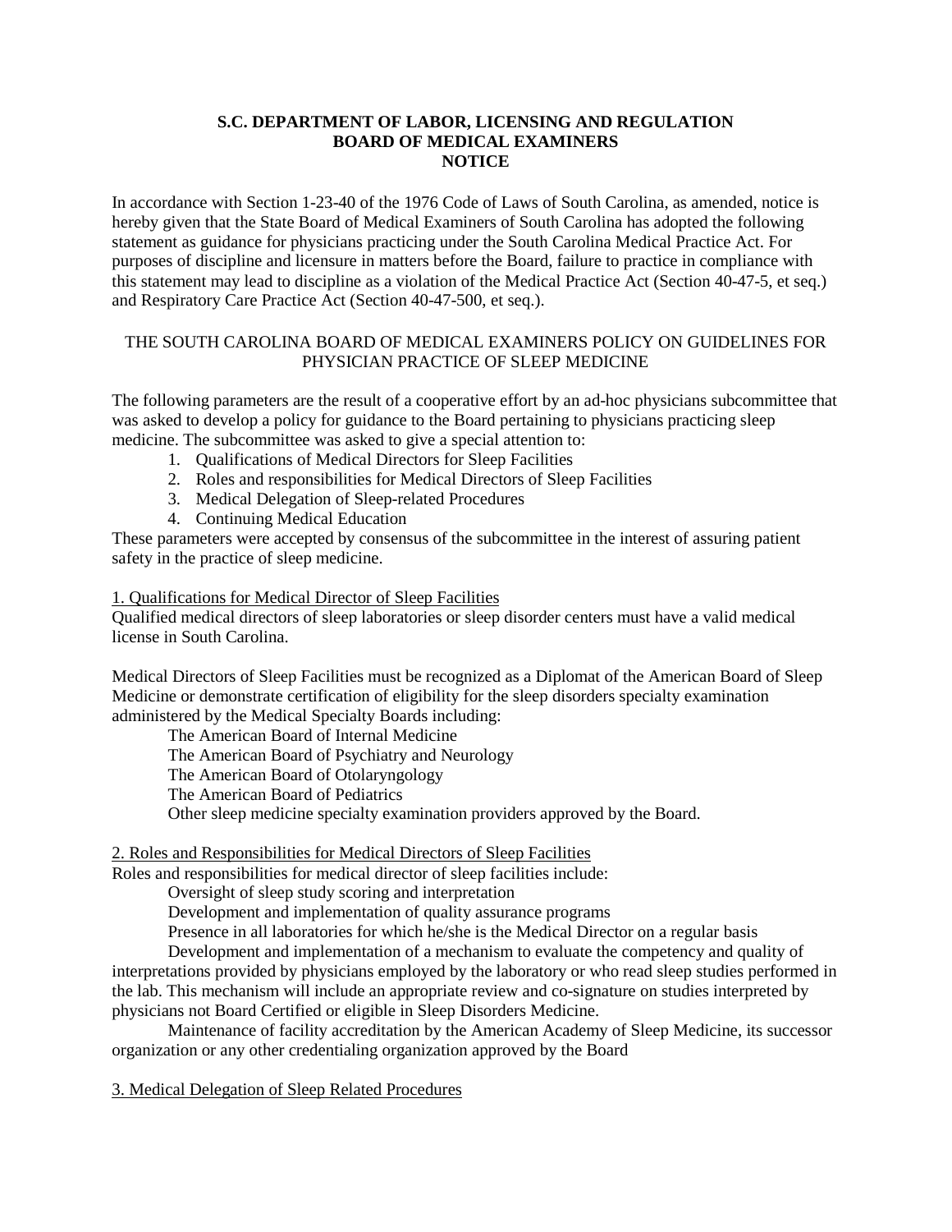**S.C. DEPARTMENT OF LABOR, LICENSING AND REGULATION**
**BOARD OF MEDICAL EXAMINERS**
**NOTICE**

In accordance with Section 1-23-40 of the 1976 Code of Laws of South Carolina, as amended, notice is hereby given that the State Board of Medical Examiners of South Carolina has adopted the following statement as guidance for physicians practicing under the South Carolina Medical Practice Act. For purposes of discipline and licensure in matters before the Board, failure to practice in compliance with this statement may lead to discipline as a violation of the Medical Practice Act (Section 40-47-5, et seq.) and Respiratory Care Practice Act (Section 40-47-500, et seq.).

THE SOUTH CAROLINA BOARD OF MEDICAL EXAMINERS POLICY ON GUIDELINES FOR PHYSICIAN PRACTICE OF SLEEP MEDICINE

The following parameters are the result of a cooperative effort by an ad-hoc physicians subcommittee that was asked to develop a policy for guidance to the Board pertaining to physicians practicing sleep medicine. The subcommittee was asked to give a special attention to:

1. Qualifications of Medical Directors for Sleep Facilities
2. Roles and responsibilities for Medical Directors of Sleep Facilities
3. Medical Delegation of Sleep-related Procedures
4. Continuing Medical Education

These parameters were accepted by consensus of the subcommittee in the interest of assuring patient safety in the practice of sleep medicine.

1. Qualifications for Medical Director of Sleep Facilities

Qualified medical directors of sleep laboratories or sleep disorder centers must have a valid medical license in South Carolina.

Medical Directors of Sleep Facilities must be recognized as a Diplomat of the American Board of Sleep Medicine or demonstrate certification of eligibility for the sleep disorders specialty examination administered by the Medical Specialty Boards including:

The American Board of Internal Medicine
The American Board of Psychiatry and Neurology
The American Board of Otolaryngology
The American Board of Pediatrics
Other sleep medicine specialty examination providers approved by the Board.

2. Roles and Responsibilities for Medical Directors of Sleep Facilities

Roles and responsibilities for medical director of sleep facilities include:

Oversight of sleep study scoring and interpretation

Development and implementation of quality assurance programs

Presence in all laboratories for which he/she is the Medical Director on a regular basis

Development and implementation of a mechanism to evaluate the competency and quality of interpretations provided by physicians employed by the laboratory or who read sleep studies performed in the lab. This mechanism will include an appropriate review and co-signature on studies interpreted by physicians not Board Certified or eligible in Sleep Disorders Medicine.

Maintenance of facility accreditation by the American Academy of Sleep Medicine, its successor organization or any other credentialing organization approved by the Board

3. Medical Delegation of Sleep Related Procedures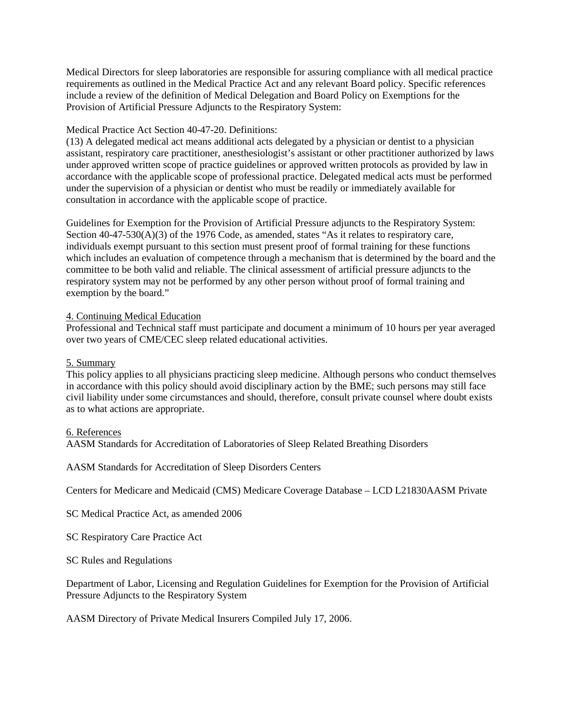Medical Directors for sleep laboratories are responsible for assuring compliance with all medical practice requirements as outlined in the Medical Practice Act and any relevant Board policy. Specific references include a review of the definition of Medical Delegation and Board Policy on Exemptions for the Provision of Artificial Pressure Adjuncts to the Respiratory System:

Medical Practice Act Section 40-47-20. Definitions:
(13) A delegated medical act means additional acts delegated by a physician or dentist to a physician assistant, respiratory care practitioner, anesthesiologist's assistant or other practitioner authorized by laws under approved written scope of practice guidelines or approved written protocols as provided by law in accordance with the applicable scope of professional practice. Delegated medical acts must be performed under the supervision of a physician or dentist who must be readily or immediately available for consultation in accordance with the applicable scope of practice.

Guidelines for Exemption for the Provision of Artificial Pressure adjuncts to the Respiratory System: Section 40-47-530(A)(3) of the 1976 Code, as amended, states "As it relates to respiratory care, individuals exempt pursuant to this section must present proof of formal training for these functions which includes an evaluation of competence through a mechanism that is determined by the board and the committee to be both valid and reliable. The clinical assessment of artificial pressure adjuncts to the respiratory system may not be performed by any other person without proof of formal training and exemption by the board."

4. Continuing Medical Education

Professional and Technical staff must participate and document a minimum of 10 hours per year averaged over two years of CME/CEC sleep related educational activities.

5. Summary

This policy applies to all physicians practicing sleep medicine. Although persons who conduct themselves in accordance with this policy should avoid disciplinary action by the BME; such persons may still face civil liability under some circumstances and should, therefore, consult private counsel where doubt exists as to what actions are appropriate.

6. References

AASM Standards for Accreditation of Laboratories of Sleep Related Breathing Disorders

AASM Standards for Accreditation of Sleep Disorders Centers

Centers for Medicare and Medicaid (CMS) Medicare Coverage Database – LCD L21830AASM Private

SC Medical Practice Act, as amended 2006

SC Respiratory Care Practice Act

SC Rules and Regulations

Department of Labor, Licensing and Regulation Guidelines for Exemption for the Provision of Artificial Pressure Adjuncts to the Respiratory System

AASM Directory of Private Medical Insurers Compiled July 17, 2006.